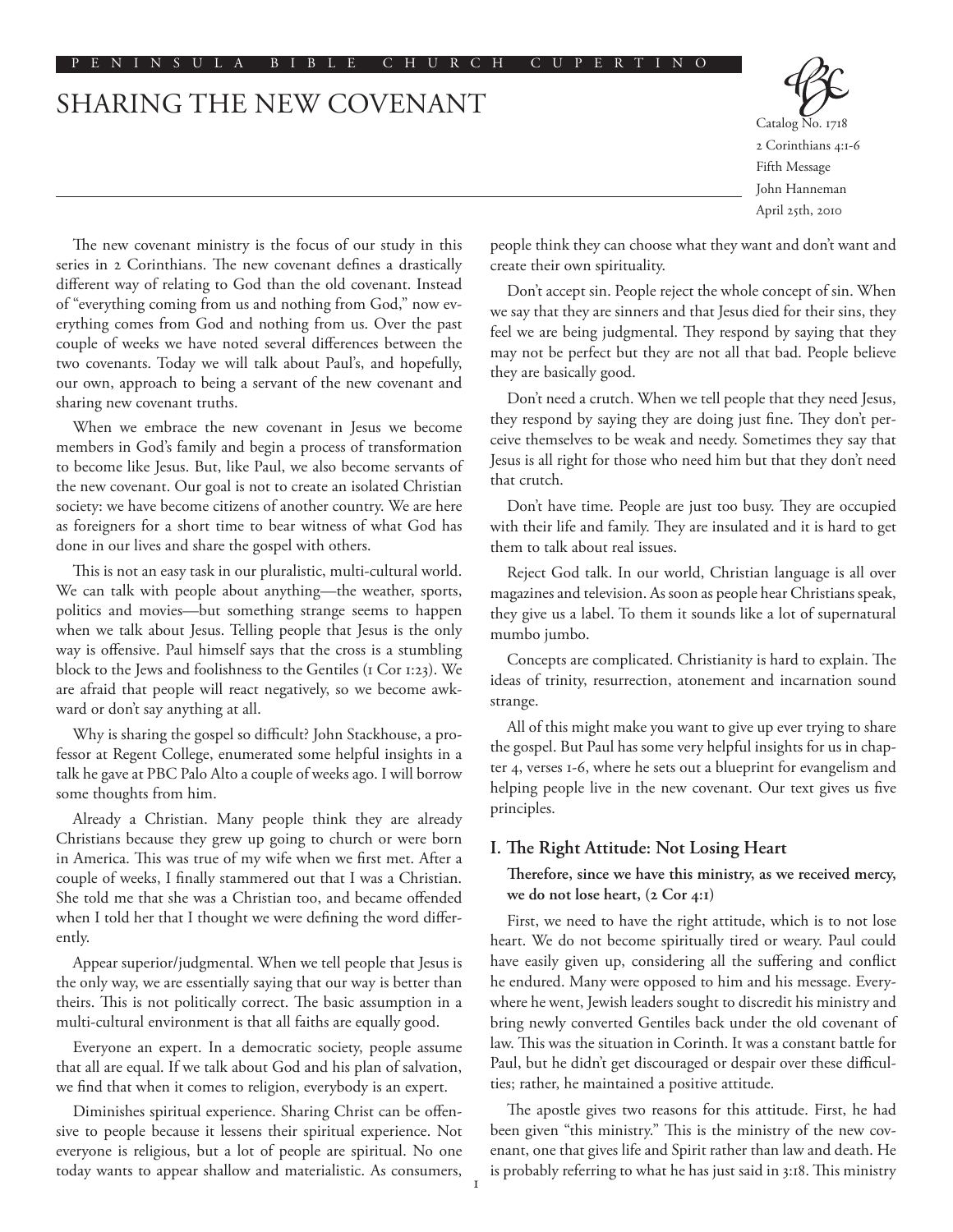PENINSULA BIBLE CHURCH CUPERTINO

# SHARING THE NEW COVENANT

Catalog No. 1718
2 Corinthians 4:1-6
Fifth Message
John Hanneman
April 25th, 2010

The new covenant ministry is the focus of our study in this series in 2 Corinthians. The new covenant defines a drastically different way of relating to God than the old covenant. Instead of "everything coming from us and nothing from God," now everything comes from God and nothing from us. Over the past couple of weeks we have noted several differences between the two covenants. Today we will talk about Paul's, and hopefully, our own, approach to being a servant of the new covenant and sharing new covenant truths.

When we embrace the new covenant in Jesus we become members in God's family and begin a process of transformation to become like Jesus. But, like Paul, we also become servants of the new covenant. Our goal is not to create an isolated Christian society: we have become citizens of another country. We are here as foreigners for a short time to bear witness of what God has done in our lives and share the gospel with others.

This is not an easy task in our pluralistic, multi-cultural world. We can talk with people about anything—the weather, sports, politics and movies—but something strange seems to happen when we talk about Jesus. Telling people that Jesus is the only way is offensive. Paul himself says that the cross is a stumbling block to the Jews and foolishness to the Gentiles (1 Cor 1:23). We are afraid that people will react negatively, so we become awkward or don't say anything at all.

Why is sharing the gospel so difficult? John Stackhouse, a professor at Regent College, enumerated some helpful insights in a talk he gave at PBC Palo Alto a couple of weeks ago. I will borrow some thoughts from him.

Already a Christian. Many people think they are already Christians because they grew up going to church or were born in America. This was true of my wife when we first met. After a couple of weeks, I finally stammered out that I was a Christian. She told me that she was a Christian too, and became offended when I told her that I thought we were defining the word differently.

Appear superior/judgmental. When we tell people that Jesus is the only way, we are essentially saying that our way is better than theirs. This is not politically correct. The basic assumption in a multi-cultural environment is that all faiths are equally good.

Everyone an expert. In a democratic society, people assume that all are equal. If we talk about God and his plan of salvation, we find that when it comes to religion, everybody is an expert.

Diminishes spiritual experience. Sharing Christ can be offensive to people because it lessens their spiritual experience. Not everyone is religious, but a lot of people are spiritual. No one today wants to appear shallow and materialistic. As consumers, people think they can choose what they want and don't want and create their own spirituality.

Don't accept sin. People reject the whole concept of sin. When we say that they are sinners and that Jesus died for their sins, they feel we are being judgmental. They respond by saying that they may not be perfect but they are not all that bad. People believe they are basically good.

Don't need a crutch. When we tell people that they need Jesus, they respond by saying they are doing just fine. They don't perceive themselves to be weak and needy. Sometimes they say that Jesus is all right for those who need him but that they don't need that crutch.

Don't have time. People are just too busy. They are occupied with their life and family. They are insulated and it is hard to get them to talk about real issues.

Reject God talk. In our world, Christian language is all over magazines and television. As soon as people hear Christians speak, they give us a label. To them it sounds like a lot of supernatural mumbo jumbo.

Concepts are complicated. Christianity is hard to explain. The ideas of trinity, resurrection, atonement and incarnation sound strange.

All of this might make you want to give up ever trying to share the gospel. But Paul has some very helpful insights for us in chapter 4, verses 1-6, where he sets out a blueprint for evangelism and helping people live in the new covenant. Our text gives us five principles.

## I. The Right Attitude: Not Losing Heart

**Therefore, since we have this ministry, as we received mercy, we do not lose heart, (2 Cor 4:1)**

First, we need to have the right attitude, which is to not lose heart. We do not become spiritually tired or weary. Paul could have easily given up, considering all the suffering and conflict he endured. Many were opposed to him and his message. Everywhere he went, Jewish leaders sought to discredit his ministry and bring newly converted Gentiles back under the old covenant of law. This was the situation in Corinth. It was a constant battle for Paul, but he didn't get discouraged or despair over these difficulties; rather, he maintained a positive attitude.

The apostle gives two reasons for this attitude. First, he had been given "this ministry." This is the ministry of the new covenant, one that gives life and Spirit rather than law and death. He is probably referring to what he has just said in 3:18. This ministry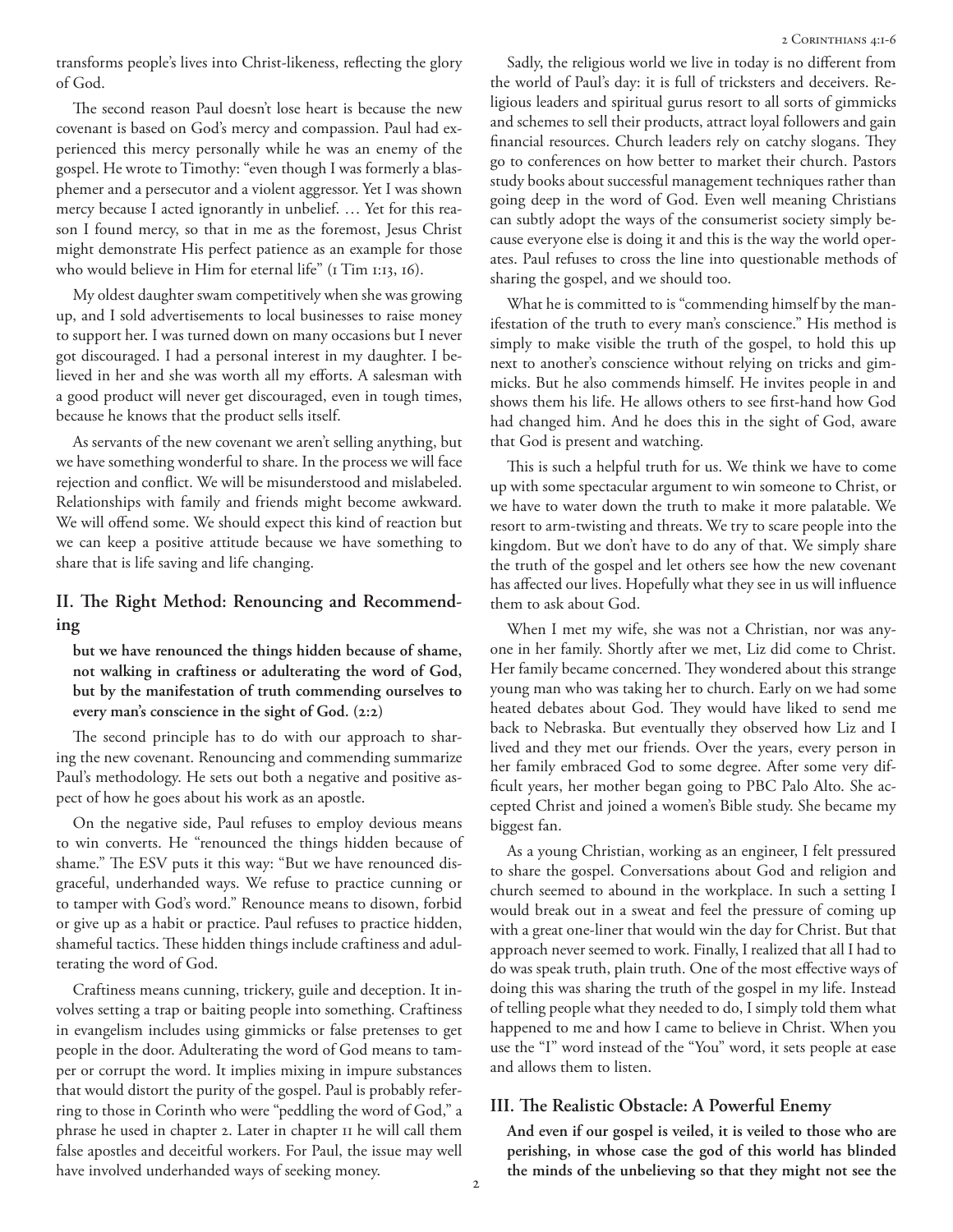transforms people's lives into Christ-likeness, reflecting the glory of God.

The second reason Paul doesn't lose heart is because the new covenant is based on God's mercy and compassion. Paul had experienced this mercy personally while he was an enemy of the gospel. He wrote to Timothy: "even though I was formerly a blasphemer and a persecutor and a violent aggressor. Yet I was shown mercy because I acted ignorantly in unbelief. … Yet for this reason I found mercy, so that in me as the foremost, Jesus Christ might demonstrate His perfect patience as an example for those who would believe in Him for eternal life" (1 Tim 1:13, 16).

My oldest daughter swam competitively when she was growing up, and I sold advertisements to local businesses to raise money to support her. I was turned down on many occasions but I never got discouraged. I had a personal interest in my daughter. I believed in her and she was worth all my efforts. A salesman with a good product will never get discouraged, even in tough times, because he knows that the product sells itself.

As servants of the new covenant we aren't selling anything, but we have something wonderful to share. In the process we will face rejection and conflict. We will be misunderstood and mislabeled. Relationships with family and friends might become awkward. We will offend some. We should expect this kind of reaction but we can keep a positive attitude because we have something to share that is life saving and life changing.

## II. The Right Method: Renouncing and Recommending

**but we have renounced the things hidden because of shame, not walking in craftiness or adulterating the word of God, but by the manifestation of truth commending ourselves to every man's conscience in the sight of God. (2:2)**

The second principle has to do with our approach to sharing the new covenant. Renouncing and commending summarize Paul's methodology. He sets out both a negative and positive aspect of how he goes about his work as an apostle.

On the negative side, Paul refuses to employ devious means to win converts. He "renounced the things hidden because of shame." The ESV puts it this way: "But we have renounced disgraceful, underhanded ways. We refuse to practice cunning or to tamper with God's word." Renounce means to disown, forbid or give up as a habit or practice. Paul refuses to practice hidden, shameful tactics. These hidden things include craftiness and adulterating the word of God.

Craftiness means cunning, trickery, guile and deception. It involves setting a trap or baiting people into something. Craftiness in evangelism includes using gimmicks or false pretenses to get people in the door. Adulterating the word of God means to tamper or corrupt the word. It implies mixing in impure substances that would distort the purity of the gospel. Paul is probably referring to those in Corinth who were "peddling the word of God," a phrase he used in chapter 2. Later in chapter 11 he will call them false apostles and deceitful workers. For Paul, the issue may well have involved underhanded ways of seeking money.

Sadly, the religious world we live in today is no different from the world of Paul's day: it is full of tricksters and deceivers. Religious leaders and spiritual gurus resort to all sorts of gimmicks and schemes to sell their products, attract loyal followers and gain financial resources. Church leaders rely on catchy slogans. They go to conferences on how better to market their church. Pastors study books about successful management techniques rather than going deep in the word of God. Even well meaning Christians can subtly adopt the ways of the consumerist society simply because everyone else is doing it and this is the way the world operates. Paul refuses to cross the line into questionable methods of sharing the gospel, and we should too.

What he is committed to is "commending himself by the manifestation of the truth to every man's conscience." His method is simply to make visible the truth of the gospel, to hold this up next to another's conscience without relying on tricks and gimmicks. But he also commends himself. He invites people in and shows them his life. He allows others to see first-hand how God had changed him. And he does this in the sight of God, aware that God is present and watching.

This is such a helpful truth for us. We think we have to come up with some spectacular argument to win someone to Christ, or we have to water down the truth to make it more palatable. We resort to arm-twisting and threats. We try to scare people into the kingdom. But we don't have to do any of that. We simply share the truth of the gospel and let others see how the new covenant has affected our lives. Hopefully what they see in us will influence them to ask about God.

When I met my wife, she was not a Christian, nor was anyone in her family. Shortly after we met, Liz did come to Christ. Her family became concerned. They wondered about this strange young man who was taking her to church. Early on we had some heated debates about God. They would have liked to send me back to Nebraska. But eventually they observed how Liz and I lived and they met our friends. Over the years, every person in her family embraced God to some degree. After some very difficult years, her mother began going to PBC Palo Alto. She accepted Christ and joined a women's Bible study. She became my biggest fan.

As a young Christian, working as an engineer, I felt pressured to share the gospel. Conversations about God and religion and church seemed to abound in the workplace. In such a setting I would break out in a sweat and feel the pressure of coming up with a great one-liner that would win the day for Christ. But that approach never seemed to work. Finally, I realized that all I had to do was speak truth, plain truth. One of the most effective ways of doing this was sharing the truth of the gospel in my life. Instead of telling people what they needed to do, I simply told them what happened to me and how I came to believe in Christ. When you use the "I" word instead of the "You" word, it sets people at ease and allows them to listen.

## III. The Realistic Obstacle: A Powerful Enemy

**And even if our gospel is veiled, it is veiled to those who are perishing, in whose case the god of this world has blinded the minds of the unbelieving so that they might not see the**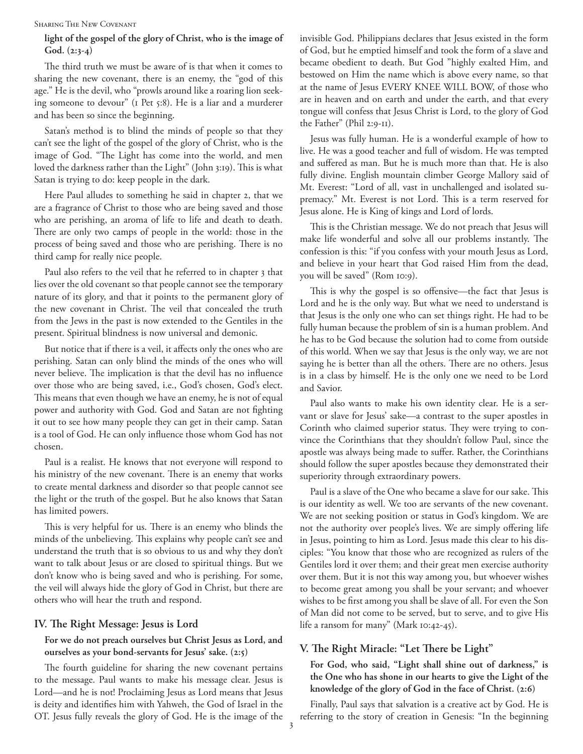**light of the gospel of the glory of Christ, who is the image of God. (2:3-4)**

The third truth we must be aware of is that when it comes to sharing the new covenant, there is an enemy, the "god of this age." He is the devil, who "prowls around like a roaring lion seeking someone to devour" (1 Pet 5:8). He is a liar and a murderer and has been so since the beginning.

Satan's method is to blind the minds of people so that they can't see the light of the gospel of the glory of Christ, who is the image of God. "The Light has come into the world, and men loved the darkness rather than the Light" (John 3:19). This is what Satan is trying to do: keep people in the dark.

Here Paul alludes to something he said in chapter 2, that we are a fragrance of Christ to those who are being saved and those who are perishing, an aroma of life to life and death to death. There are only two camps of people in the world: those in the process of being saved and those who are perishing. There is no third camp for really nice people.

Paul also refers to the veil that he referred to in chapter 3 that lies over the old covenant so that people cannot see the temporary nature of its glory, and that it points to the permanent glory of the new covenant in Christ. The veil that concealed the truth from the Jews in the past is now extended to the Gentiles in the present. Spiritual blindness is now universal and demonic.

But notice that if there is a veil, it affects only the ones who are perishing. Satan can only blind the minds of the ones who will never believe. The implication is that the devil has no influence over those who are being saved, i.e., God's chosen, God's elect. This means that even though we have an enemy, he is not of equal power and authority with God. God and Satan are not fighting it out to see how many people they can get in their camp. Satan is a tool of God. He can only influence those whom God has not chosen.

Paul is a realist. He knows that not everyone will respond to his ministry of the new covenant. There is an enemy that works to create mental darkness and disorder so that people cannot see the light or the truth of the gospel. But he also knows that Satan has limited powers.

This is very helpful for us. There is an enemy who blinds the minds of the unbelieving. This explains why people can't see and understand the truth that is so obvious to us and why they don't want to talk about Jesus or are closed to spiritual things. But we don't know who is being saved and who is perishing. For some, the veil will always hide the glory of God in Christ, but there are others who will hear the truth and respond.

## IV. The Right Message: Jesus is Lord

**For we do not preach ourselves but Christ Jesus as Lord, and ourselves as your bond-servants for Jesus' sake. (2:5)**

The fourth guideline for sharing the new covenant pertains to the message. Paul wants to make his message clear. Jesus is Lord—and he is not! Proclaiming Jesus as Lord means that Jesus is deity and identifies him with Yahweh, the God of Israel in the OT. Jesus fully reveals the glory of God. He is the image of the invisible God. Philippians declares that Jesus existed in the form of God, but he emptied himself and took the form of a slave and became obedient to death. But God "highly exalted Him, and bestowed on Him the name which is above every name, so that at the name of Jesus EVERY KNEE WILL BOW, of those who are in heaven and on earth and under the earth, and that every tongue will confess that Jesus Christ is Lord, to the glory of God the Father" (Phil 2:9-11).

Jesus was fully human. He is a wonderful example of how to live. He was a good teacher and full of wisdom. He was tempted and suffered as man. But he is much more than that. He is also fully divine. English mountain climber George Mallory said of Mt. Everest: "Lord of all, vast in unchallenged and isolated supremacy." Mt. Everest is not Lord. This is a term reserved for Jesus alone. He is King of kings and Lord of lords.

This is the Christian message. We do not preach that Jesus will make life wonderful and solve all our problems instantly. The confession is this: "if you confess with your mouth Jesus as Lord, and believe in your heart that God raised Him from the dead, you will be saved" (Rom 10:9).

This is why the gospel is so offensive—the fact that Jesus is Lord and he is the only way. But what we need to understand is that Jesus is the only one who can set things right. He had to be fully human because the problem of sin is a human problem. And he has to be God because the solution had to come from outside of this world. When we say that Jesus is the only way, we are not saying he is better than all the others. There are no others. Jesus is in a class by himself. He is the only one we need to be Lord and Savior.

Paul also wants to make his own identity clear. He is a servant or slave for Jesus' sake—a contrast to the super apostles in Corinth who claimed superior status. They were trying to convince the Corinthians that they shouldn't follow Paul, since the apostle was always being made to suffer. Rather, the Corinthians should follow the super apostles because they demonstrated their superiority through extraordinary powers.

Paul is a slave of the One who became a slave for our sake. This is our identity as well. We too are servants of the new covenant. We are not seeking position or status in God's kingdom. We are not the authority over people's lives. We are simply offering life in Jesus, pointing to him as Lord. Jesus made this clear to his disciples: "You know that those who are recognized as rulers of the Gentiles lord it over them; and their great men exercise authority over them. But it is not this way among you, but whoever wishes to become great among you shall be your servant; and whoever wishes to be first among you shall be slave of all. For even the Son of Man did not come to be served, but to serve, and to give His life a ransom for many" (Mark 10:42-45).

## V. The Right Miracle: "Let There be Light"

**For God, who said, "Light shall shine out of darkness," is the One who has shone in our hearts to give the Light of the knowledge of the glory of God in the face of Christ. (2:6)**

Finally, Paul says that salvation is a creative act by God. He is referring to the story of creation in Genesis: "In the beginning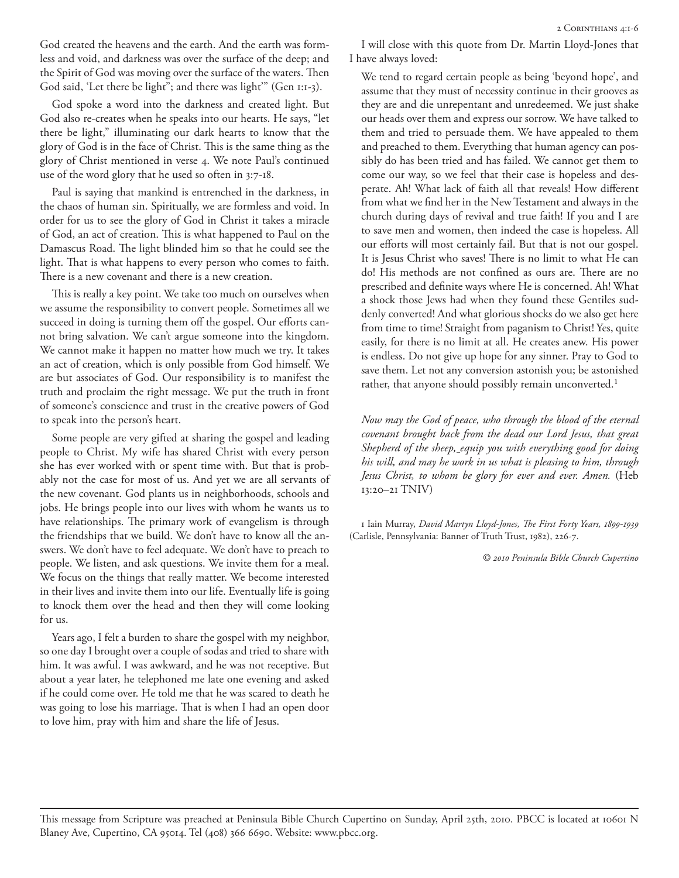God created the heavens and the earth. And the earth was formless and void, and darkness was over the surface of the deep; and the Spirit of God was moving over the surface of the waters. Then God said, 'Let there be light"; and there was light'" (Gen 1:1-3).

God spoke a word into the darkness and created light. But God also re-creates when he speaks into our hearts. He says, "let there be light," illuminating our dark hearts to know that the glory of God is in the face of Christ. This is the same thing as the glory of Christ mentioned in verse 4. We note Paul's continued use of the word glory that he used so often in 3:7-18.

Paul is saying that mankind is entrenched in the darkness, in the chaos of human sin. Spiritually, we are formless and void. In order for us to see the glory of God in Christ it takes a miracle of God, an act of creation. This is what happened to Paul on the Damascus Road. The light blinded him so that he could see the light. That is what happens to every person who comes to faith. There is a new covenant and there is a new creation.

This is really a key point. We take too much on ourselves when we assume the responsibility to convert people. Sometimes all we succeed in doing is turning them off the gospel. Our efforts cannot bring salvation. We can't argue someone into the kingdom. We cannot make it happen no matter how much we try. It takes an act of creation, which is only possible from God himself. We are but associates of God. Our responsibility is to manifest the truth and proclaim the right message. We put the truth in front of someone's conscience and trust in the creative powers of God to speak into the person's heart.

Some people are very gifted at sharing the gospel and leading people to Christ. My wife has shared Christ with every person she has ever worked with or spent time with. But that is probably not the case for most of us. And yet we are all servants of the new covenant. God plants us in neighborhoods, schools and jobs. He brings people into our lives with whom he wants us to have relationships. The primary work of evangelism is through the friendships that we build. We don't have to know all the answers. We don't have to feel adequate. We don't have to preach to people. We listen, and ask questions. We invite them for a meal. We focus on the things that really matter. We become interested in their lives and invite them into our life. Eventually life is going to knock them over the head and then they will come looking for us.

Years ago, I felt a burden to share the gospel with my neighbor, so one day I brought over a couple of sodas and tried to share with him. It was awful. I was awkward, and he was not receptive. But about a year later, he telephoned me late one evening and asked if he could come over. He told me that he was scared to death he was going to lose his marriage. That is when I had an open door to love him, pray with him and share the life of Jesus.

I will close with this quote from Dr. Martin Lloyd-Jones that I have always loved:

> We tend to regard certain people as being 'beyond hope', and assume that they must of necessity continue in their grooves as they are and die unrepentant and unredeemed. We just shake our heads over them and express our sorrow. We have talked to them and tried to persuade them. We have appealed to them and preached to them. Everything that human agency can possibly do has been tried and has failed. We cannot get them to come our way, so we feel that their case is hopeless and desperate. Ah! What lack of faith all that reveals! How different from what we find her in the New Testament and always in the church during days of revival and true faith! If you and I are to save men and women, then indeed the case is hopeless. All our efforts will most certainly fail. But that is not our gospel. It is Jesus Christ who saves! There is no limit to what He can do! His methods are not confined as ours are. There are no prescribed and definite ways where He is concerned. Ah! What a shock those Jews had when they found these Gentiles suddenly converted! And what glorious shocks do we also get here from time to time! Straight from paganism to Christ! Yes, quite easily, for there is no limit at all. He creates anew. His power is endless. Do not give up hope for any sinner. Pray to God to save them. Let not any conversion astonish you; be astonished rather, that anyone should possibly remain unconverted.[1]

*Now may the God of peace, who through the blood of the eternal covenant brought back from the dead our Lord Jesus, that great Shepherd of the sheep, equip you with everything good for doing his will, and may he work in us what is pleasing to him, through Jesus Christ, to whom be glory for ever and ever. Amen.* (Heb 13:20–21 TNIV)

1 Iain Murray, *David Martyn Lloyd-Jones, The First Forty Years, 1899-1939* (Carlisle, Pennsylvania: Banner of Truth Trust, 1982), 226-7.

*© 2010 Peninsula Bible Church Cupertino*

This message from Scripture was preached at Peninsula Bible Church Cupertino on Sunday, April 25th, 2010. PBCC is located at 10601 N Blaney Ave, Cupertino, CA 95014. Tel (408) 366 6690. Website: www.pbcc.org.